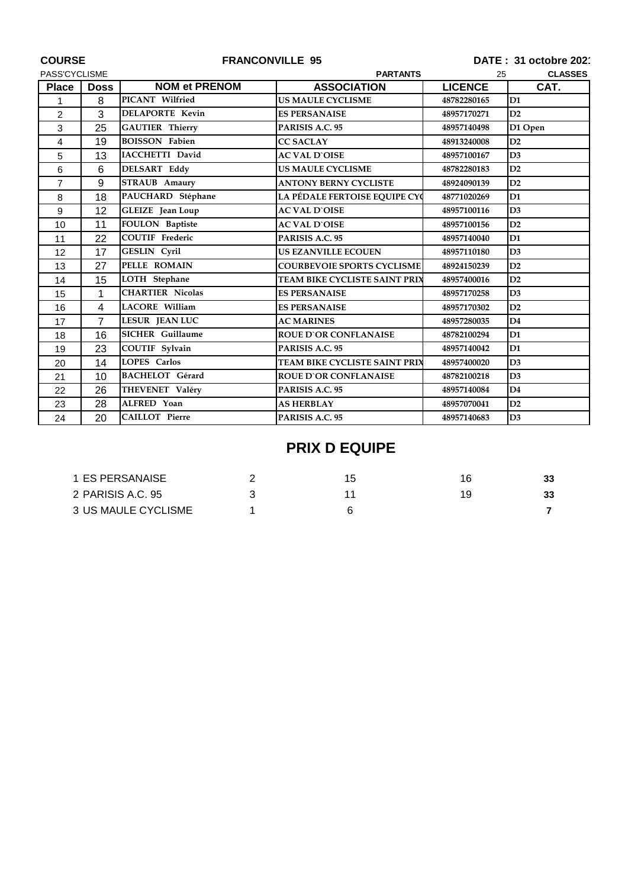**COURSE** **FRANCONVILLE 95** **DATE : 31 octobre 2021**

PASS'CYCLISME **PARTANTS** 25 **CLASSES**

| Place | Doss | NOM et PRENOM | ASSOCIATION | LICENCE | CAT. |
|---|---|---|---|---|---|
| 1 | 8 | PICANT Wilfried | US MAULE CYCLISME | 48782280165 | D1 |
| 2 | 3 | DELAPORTE Kevin | ES PERSANAISE | 48957170271 | D2 |
| 3 | 25 | GAUTIER Thierry | PARISIS A.C. 95 | 48957140498 | D1 Open |
| 4 | 19 | BOISSON Fabien | CC SACLAY | 48913240008 | D2 |
| 5 | 13 | IACCHETTI David | AC VAL D`OISE | 48957100167 | D3 |
| 6 | 6 | DELSART Eddy | US MAULE CYCLISME | 48782280183 | D2 |
| 7 | 9 | STRAUB Amaury | ANTONY BERNY CYCLISTE | 48924090139 | D2 |
| 8 | 18 | PAUCHARD Stéphane | LA PÉDALE FERTOISE EQUIPE CYC | 48771020269 | D1 |
| 9 | 12 | GLEIZE Jean Loup | AC VAL D`OISE | 48957100116 | D3 |
| 10 | 11 | FOULON Baptiste | AC VAL D`OISE | 48957100156 | D2 |
| 11 | 22 | COUTIF Frederic | PARISIS A.C. 95 | 48957140040 | D1 |
| 12 | 17 | GESLIN Cyril | US EZANVILLE ECOUEN | 48957110180 | D3 |
| 13 | 27 | PELLE ROMAIN | COURBEVOIE SPORTS CYCLISME | 48924150239 | D2 |
| 14 | 15 | LOTH Stephane | TEAM BIKE CYCLISTE SAINT PRIX | 48957400016 | D2 |
| 15 | 1 | CHARTIER Nicolas | ES PERSANAISE | 48957170258 | D3 |
| 16 | 4 | LACORE William | ES PERSANAISE | 48957170302 | D2 |
| 17 | 7 | LESUR JEAN LUC | AC MARINES | 48957280035 | D4 |
| 18 | 16 | SICHER Guillaume | ROUE D`OR CONFLANAISE | 48782100294 | D1 |
| 19 | 23 | COUTIF Sylvain | PARISIS A.C. 95 | 48957140042 | D1 |
| 20 | 14 | LOPES Carlos | TEAM BIKE CYCLISTE SAINT PRIX | 48957400020 | D3 |
| 21 | 10 | BACHELOT Gérard | ROUE D`OR CONFLANAISE | 48782100218 | D3 |
| 22 | 26 | THEVENET Valéry | PARISIS A.C. 95 | 48957140084 | D4 |
| 23 | 28 | ALFRED Yoan | AS HERBLAY | 48957070041 | D2 |
| 24 | 20 | CAILLOT Pierre | PARISIS A.C. 95 | 48957140683 | D3 |

## PRIX D EQUIPE

| | | | | | |
|---|---|---|---|---|---|
| 1 | ES PERSANAISE | 2 | 15 | 16 | **33** |
| 2 | PARISIS A.C. 95 | 3 | 11 | 19 | **33** |
| 3 | US MAULE CYCLISME | 1 | 6 | | **7** |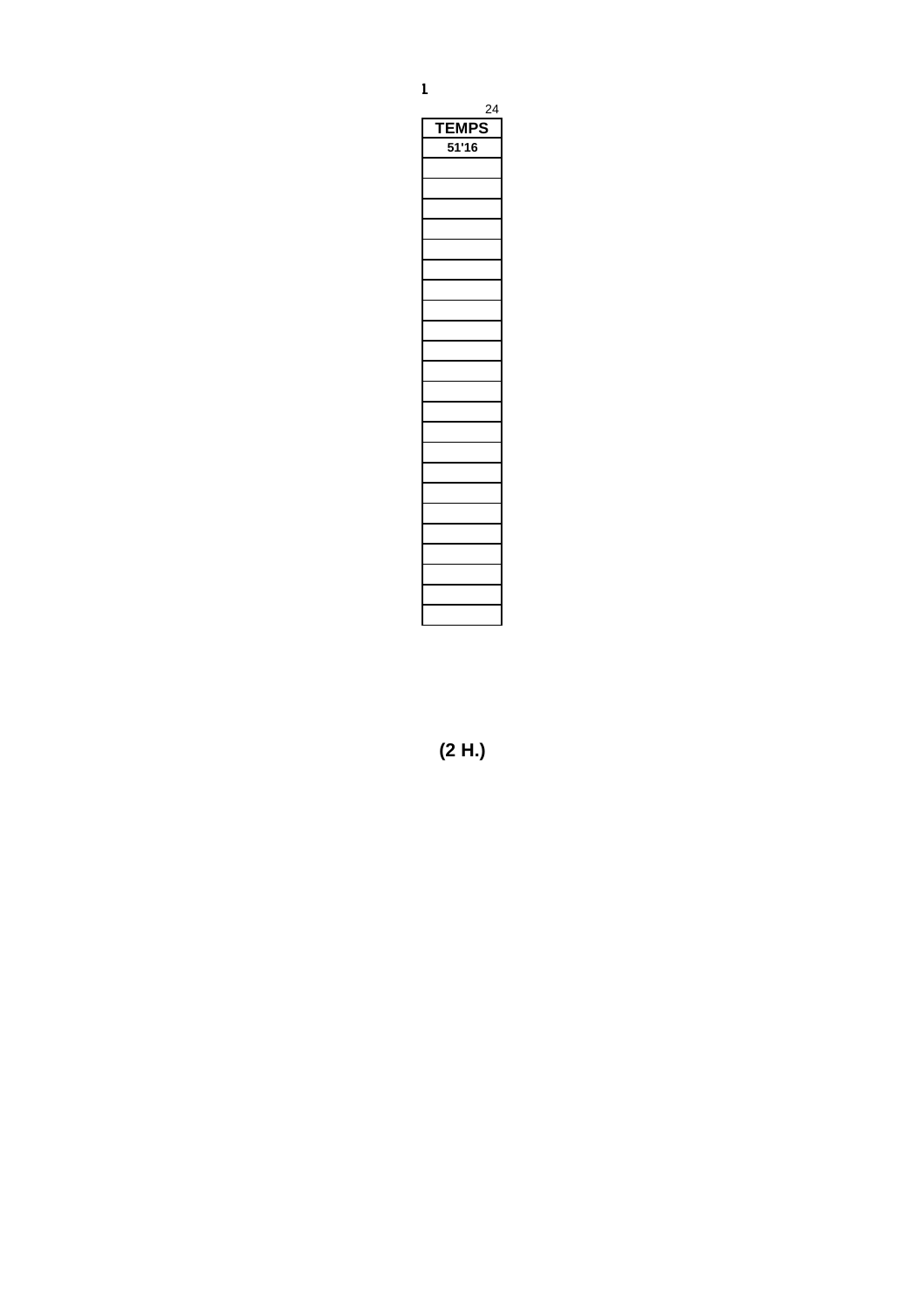1.

24

| TEMPS |
| --- |
| 51'16 |
| |
| |
| |
| |
| |
| |
| |
| |
| |
| |
| |
| |
| |
| |
| |
| |
| |
| |
| |
| |
| |
| |
| |

**(2 H.)**